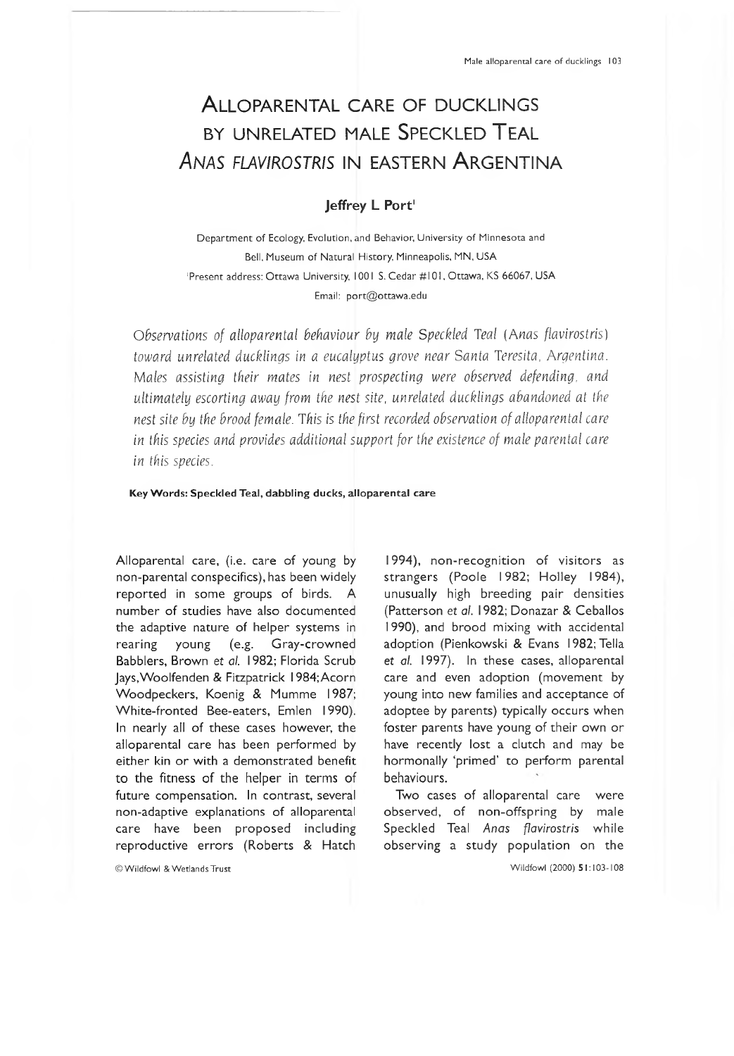# Alloparental care of ducklings by unrelated male Speckled Teal *Anas flavirostris* in eastern Argentina

**Jeffrey L Port**[1]

Department of Ecology, Evolution, and Behavior, University of Minnesota and Bell, Museum of Natural History, Minneapolis, MN, USA

[1]Present address: Ottawa University, 1001 S. Cedar #101, Ottawa, KS 66067, USA

Email: port@ottawa.edu

*Observations of alloparental behaviour by male Speckled Teal (Anas flavirostris) toward unrelated ducklings in a eucalyptus grove near Santa Teresita, Argentina. Males assisting their mates in nest prospecting were observed defending, and ultimately escorting away from the nest site, unrelated ducklings abandoned at the nest site by the brood female. This is the first recorded observation of alloparental care in this species and provides additional support for the existence of male parental care in this species.*

**Key Words: Speckled Teal, dabbling ducks, alloparental care**

Alloparental care, (i.e. care of young by non-parental conspecifics), has been widely reported in some groups of birds. A number of studies have also documented the adaptive nature of helper systems in rearing young (e.g. Gray-crowned Babblers, Brown *et al.* 1982; Florida Scrub Jays, Woolfenden & Fitzpatrick 1984; Acorn Woodpeckers, Koenig & Mumme 1987; White-fronted Bee-eaters, Emlen 1990). In nearly all of these cases however, the alloparental care has been performed by either kin or with a demonstrated benefit to the fitness of the helper in terms of future compensation. In contrast, several non-adaptive explanations of alloparental care have been proposed including reproductive errors (Roberts & Hatch 1994), non-recognition of visitors as strangers (Poole 1982; Holley 1984), unusually high breeding pair densities (Patterson *et al.* 1982; Donazar & Ceballos 1990), and brood mixing with accidental adoption (Pienkowski & Evans 1982; Tella *et al.* 1997). In these cases, alloparental care and even adoption (movement by young into new families and acceptance of adoptee by parents) typically occurs when foster parents have young of their own or have recently lost a clutch and may be hormonally 'primed' to perform parental behaviours.

Two cases of alloparental care were observed, of non-offspring by male Speckled Teal *Anas flavirostris* while observing a study population on the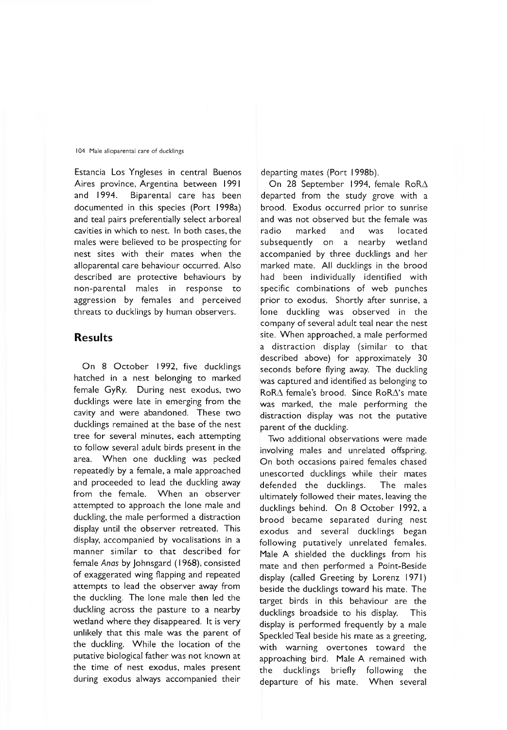Estancia Los Yngleses in central Buenos Aires province, Argentina between 1991 and 1994. Biparental care has been documented in this species (Port 1998a) and teal pairs preferentially select arboreal cavities in which to nest. In both cases, the males were believed to be prospecting for nest sites with their mates when the alloparental care behaviour occurred. Also described are protective behaviours by non-parental males in response to aggression by females and perceived threats to ducklings by human observers.

## Results

On 8 October 1992, five ducklings hatched in a nest belonging to marked female GyRy. During nest exodus, two ducklings were late in emerging from the cavity and were abandoned. These two ducklings remained at the base of the nest tree for several minutes, each attempting to follow several adult birds present in the area. When one duckling was pecked repeatedly by a female, a male approached and proceeded to lead the duckling away from the female. When an observer attempted to approach the lone male and duckling, the male performed a distraction display until the observer retreated. This display, accompanied by vocalisations in a manner similar to that described for female *Anas* by Johnsgard (1968), consisted of exaggerated wing flapping and repeated attempts to lead the observer away from the duckling. The lone male then led the duckling across the pasture to a nearby wetland where they disappeared. It is very unlikely that this male was the parent of the duckling. While the location of the putative biological father was not known at the time of nest exodus, males present during exodus always accompanied their departing mates (Port 1998b).

On 28 September 1994, female RoRΔ departed from the study grove with a brood. Exodus occurred prior to sunrise and was not observed but the female was radio marked and was located subsequently on a nearby wetland accompanied by three ducklings and her marked mate. All ducklings in the brood had been individually identified with specific combinations of web punches prior to exodus. Shortly after sunrise, a lone duckling was observed in the company of several adult teal near the nest site. When approached, a male performed a distraction display (similar to that described above) for approximately 30 seconds before flying away. The duckling was captured and identified as belonging to RoRΔ female's brood. Since RoRΔ's mate was marked, the male performing the distraction display was not the putative parent of the duckling.

Two additional observations were made involving males and unrelated offspring. On both occasions paired females chased unescorted ducklings while their mates defended the ducklings. The males ultimately followed their mates, leaving the ducklings behind. On 8 October 1992, a brood became separated during nest exodus and several ducklings began following putatively unrelated females. Male A shielded the ducklings from his mate and then performed a Point-Beside display (called Greeting by Lorenz 1971) beside the ducklings toward his mate. The target birds in this behaviour are the ducklings broadside to his display. This display is performed frequently by a male Speckled Teal beside his mate as a greeting, with warning overtones toward the approaching bird. Male A remained with the ducklings briefly following the departure of his mate. When several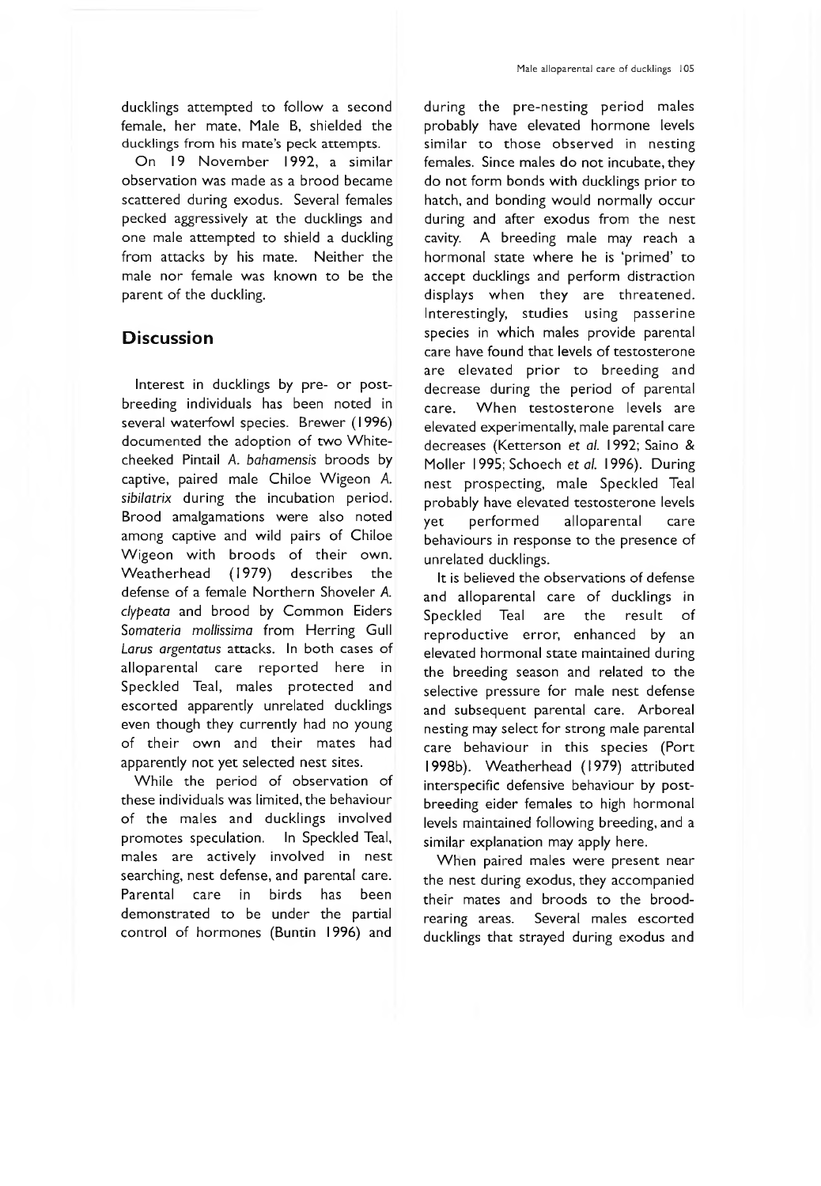ducklings attempted to follow a second female, her mate, Male B, shielded the ducklings from his mate's peck attempts.

On 19 November 1992, a similar observation was made as a brood became scattered during exodus. Several females pecked aggressively at the ducklings and one male attempted to shield a duckling from attacks by his mate. Neither the male nor female was known to be the parent of the duckling.

## Discussion

Interest in ducklings by pre- or post-breeding individuals has been noted in several waterfowl species. Brewer (1996) documented the adoption of two White-cheeked Pintail *A. bahamensis* broods by captive, paired male Chiloe Wigeon *A. sibilatrix* during the incubation period. Brood amalgamations were also noted among captive and wild pairs of Chiloe Wigeon with broods of their own. Weatherhead (1979) describes the defense of a female Northern Shoveler *A. clypeata* and brood by Common Eiders *Somateria mollissima* from Herring Gull *Larus argentatus* attacks. In both cases of alloparental care reported here in Speckled Teal, males protected and escorted apparently unrelated ducklings even though they currently had no young of their own and their mates had apparently not yet selected nest sites.

While the period of observation of these individuals was limited, the behaviour of the males and ducklings involved promotes speculation. In Speckled Teal, males are actively involved in nest searching, nest defense, and parental care. Parental care in birds has been demonstrated to be under the partial control of hormones (Buntin 1996) and during the pre-nesting period males probably have elevated hormone levels similar to those observed in nesting females. Since males do not incubate, they do not form bonds with ducklings prior to hatch, and bonding would normally occur during and after exodus from the nest cavity. A breeding male may reach a hormonal state where he is 'primed' to accept ducklings and perform distraction displays when they are threatened. Interestingly, studies using passerine species in which males provide parental care have found that levels of testosterone are elevated prior to breeding and decrease during the period of parental care. When testosterone levels are elevated experimentally, male parental care decreases (Ketterson *et al.* 1992; Saino & Moller 1995; Schoech *et al.* 1996). During nest prospecting, male Speckled Teal probably have elevated testosterone levels yet performed alloparental care behaviours in response to the presence of unrelated ducklings.

It is believed the observations of defense and alloparental care of ducklings in Speckled Teal are the result of reproductive error, enhanced by an elevated hormonal state maintained during the breeding season and related to the selective pressure for male nest defense and subsequent parental care. Arboreal nesting may select for strong male parental care behaviour in this species (Port 1998b). Weatherhead (1979) attributed interspecific defensive behaviour by post-breeding eider females to high hormonal levels maintained following breeding, and a similar explanation may apply here.

When paired males were present near the nest during exodus, they accompanied their mates and broods to the brood-rearing areas. Several males escorted ducklings that strayed during exodus and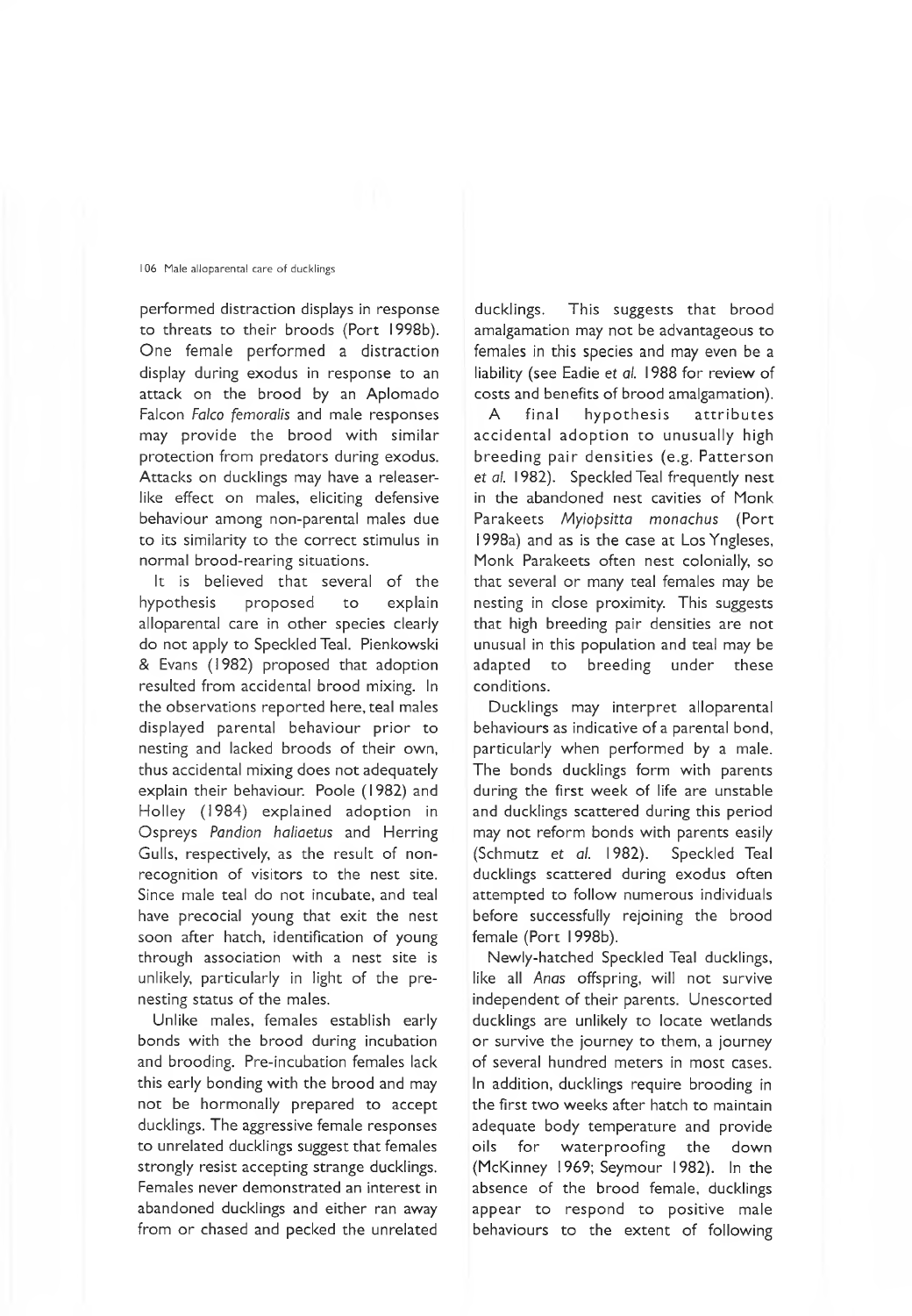performed distraction displays in response to threats to their broods (Port 1998b). One female performed a distraction display during exodus in response to an attack on the brood by an Aplomado Falcon *Falco femoralis* and male responses may provide the brood with similar protection from predators during exodus. Attacks on ducklings may have a releaser-like effect on males, eliciting defensive behaviour among non-parental males due to its similarity to the correct stimulus in normal brood-rearing situations.

It is believed that several of the hypothesis proposed to explain alloparental care in other species clearly do not apply to Speckled Teal. Pienkowski & Evans (1982) proposed that adoption resulted from accidental brood mixing. In the observations reported here, teal males displayed parental behaviour prior to nesting and lacked broods of their own, thus accidental mixing does not adequately explain their behaviour. Poole (1982) and Holley (1984) explained adoption in Ospreys *Pandion haliaetus* and Herring Gulls, respectively, as the result of non-recognition of visitors to the nest site. Since male teal do not incubate, and teal have precocial young that exit the nest soon after hatch, identification of young through association with a nest site is unlikely, particularly in light of the pre-nesting status of the males.

Unlike males, females establish early bonds with the brood during incubation and brooding. Pre-incubation females lack this early bonding with the brood and may not be hormonally prepared to accept ducklings. The aggressive female responses to unrelated ducklings suggest that females strongly resist accepting strange ducklings. Females never demonstrated an interest in abandoned ducklings and either ran away from or chased and pecked the unrelated ducklings. This suggests that brood amalgamation may not be advantageous to females in this species and may even be a liability (see Eadie *et al.* 1988 for review of costs and benefits of brood amalgamation).

A final hypothesis attributes accidental adoption to unusually high breeding pair densities (e.g. Patterson *et al.* 1982). Speckled Teal frequently nest in the abandoned nest cavities of Monk Parakeets *Myiopsitta monachus* (Port 1998a) and as is the case at Los Yngleses, Monk Parakeets often nest colonially, so that several or many teal females may be nesting in close proximity. This suggests that high breeding pair densities are not unusual in this population and teal may be adapted to breeding under these conditions.

Ducklings may interpret alloparental behaviours as indicative of a parental bond, particularly when performed by a male. The bonds ducklings form with parents during the first week of life are unstable and ducklings scattered during this period may not reform bonds with parents easily (Schmutz *et al.* 1982). Speckled Teal ducklings scattered during exodus often attempted to follow numerous individuals before successfully rejoining the brood female (Port 1998b).

Newly-hatched Speckled Teal ducklings, like all *Anas* offspring, will not survive independent of their parents. Unescorted ducklings are unlikely to locate wetlands or survive the journey to them, a journey of several hundred meters in most cases. In addition, ducklings require brooding in the first two weeks after hatch to maintain adequate body temperature and provide oils for waterproofing the down (McKinney 1969; Seymour 1982). In the absence of the brood female, ducklings appear to respond to positive male behaviours to the extent of following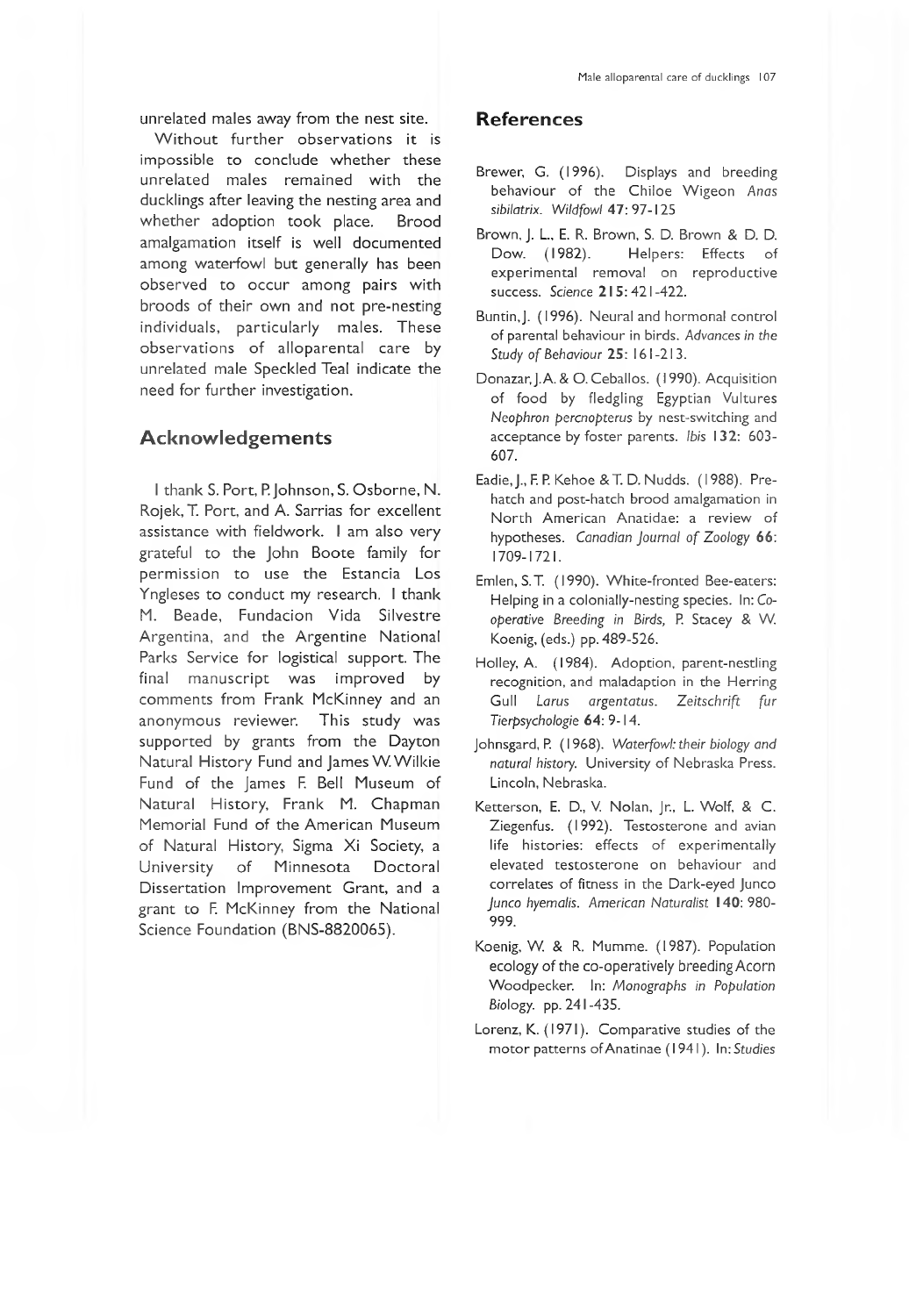unrelated males away from the nest site.

Without further observations it is impossible to conclude whether these unrelated males remained with the ducklings after leaving the nesting area and whether adoption took place. Brood amalgamation itself is well documented among waterfowl but generally has been observed to occur among pairs with broods of their own and not pre-nesting individuals, particularly males. These observations of alloparental care by unrelated male Speckled Teal indicate the need for further investigation.

## Acknowledgements

I thank S. Port, P. Johnson, S. Osborne, N. Rojek, T. Port, and A. Sarrias for excellent assistance with fieldwork. I am also very grateful to the John Boote family for permission to use the Estancia Los Yngleses to conduct my research. I thank M. Beade, Fundacion Vida Silvestre Argentina, and the Argentine National Parks Service for logistical support. The final manuscript was improved by comments from Frank McKinney and an anonymous reviewer. This study was supported by grants from the Dayton Natural History Fund and James W. Wilkie Fund of the James F. Bell Museum of Natural History, Frank M. Chapman Memorial Fund of the American Museum of Natural History, Sigma Xi Society, a University of Minnesota Doctoral Dissertation Improvement Grant, and a grant to F. McKinney from the National Science Foundation (BNS-8820065).

## References

Brewer, G. (1996). Displays and breeding behaviour of the Chiloe Wigeon *Anas sibilatrix*. *Wildfowl* **47**: 97-125

Brown, J. L., E. R. Brown, S. D. Brown & D. D. Dow. (1982). Helpers: Effects of experimental removal on reproductive success. *Science* **215**: 421-422.

Buntin, J. (1996). Neural and hormonal control of parental behaviour in birds. *Advances in the Study of Behaviour* **25**: 161-213.

Donazar, J. A. & O. Ceballos. (1990). Acquisition of food by fledgling Egyptian Vultures *Neophron percnopterus* by nest-switching and acceptance by foster parents. *Ibis* **132**: 603-607.

Eadie, J., F. P. Kehoe & T. D. Nudds. (1988). Pre-hatch and post-hatch brood amalgamation in North American Anatidae: a review of hypotheses. *Canadian Journal of Zoology* **66**: 1709-1721.

Emlen, S. T. (1990). White-fronted Bee-eaters: Helping in a colonially-nesting species. In: *Co-operative Breeding in Birds,* P. Stacey & W. Koenig, (eds.) pp. 489-526.

Holley, A. (1984). Adoption, parent-nestling recognition, and maladaption in the Herring Gull *Larus argentatus*. *Zeitschrift fur Tierpsychologie* **64**: 9-14.

Johnsgard, P. (1968). *Waterfowl: their biology and natural history.* University of Nebraska Press. Lincoln, Nebraska.

Ketterson, E. D., V. Nolan, Jr., L. Wolf, & C. Ziegenfus. (1992). Testosterone and avian life histories: effects of experimentally elevated testosterone on behaviour and correlates of fitness in the Dark-eyed Junco *Junco hyemalis*. *American Naturalist* **140**: 980-999.

Koenig, W. & R. Mumme. (1987). Population ecology of the co-operatively breeding Acorn Woodpecker. In: *Monographs in Population Biology*. pp. 241-435.

Lorenz, K. (1971). Comparative studies of the motor patterns of Anatinae (1941). In: *Studies*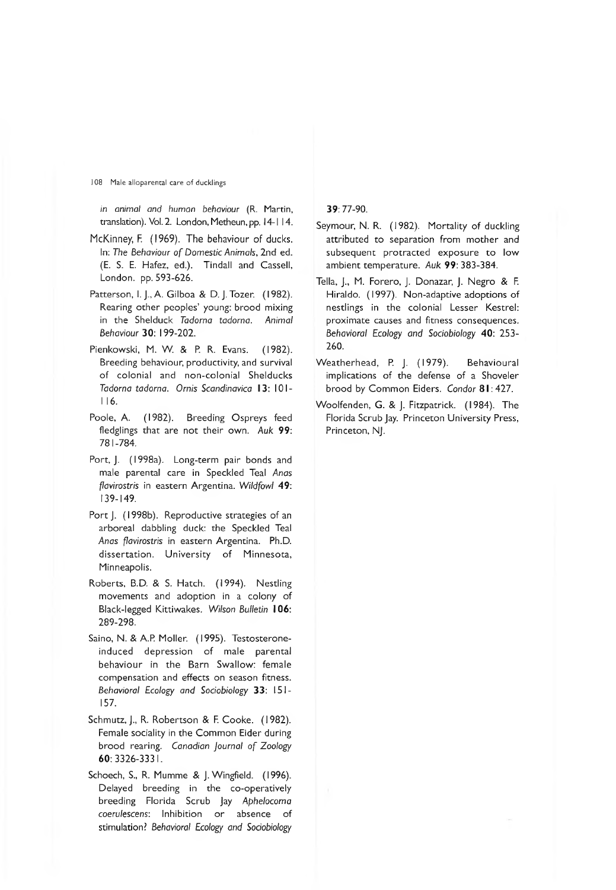*in animal and human behaviour* (R. Martin, translation). Vol. 2. London, Metheun, pp. 14-114.

McKinney, F. (1969). The behaviour of ducks. In: *The Behaviour of Domestic Animals*, 2nd ed. (E. S. E. Hafez, ed.). Tindall and Cassell, London. pp. 593-626.

Patterson, I. J., A. Gilboa & D. J. Tozer. (1982). Rearing other peoples' young: brood mixing in the Shelduck *Tadorna tadorna*. *Animal Behaviour* **30**: 199-202.

Pienkowski, M. W. & P. R. Evans. (1982). Breeding behaviour, productivity, and survival of colonial and non-colonial Shelducks *Tadorna tadorna*. *Ornis Scandinavica* **13**: 101-116.

Poole, A. (1982). Breeding Ospreys feed fledglings that are not their own. *Auk* **99**: 781-784.

Port, J. (1998a). Long-term pair bonds and male parental care in Speckled Teal *Anas flavirostris* in eastern Argentina. *Wildfowl* **49**: 139-149.

Port J. (1998b). Reproductive strategies of an arboreal dabbling duck: the Speckled Teal *Anas flavirostris* in eastern Argentina. Ph.D. dissertation. University of Minnesota, Minneapolis.

Roberts, B.D. & S. Hatch. (1994). Nestling movements and adoption in a colony of Black-legged Kittiwakes. *Wilson Bulletin* **106**: 289-298.

Saino, N. & A.P. Moller. (1995). Testosterone-induced depression of male parental behaviour in the Barn Swallow: female compensation and effects on season fitness. *Behavioral Ecology and Sociobiology* **33**: 151-157.

Schmutz, J., R. Robertson & F. Cooke. (1982). Female sociality in the Common Eider during brood rearing. *Canadian Journal of Zoology* **60**: 3326-3331.

Schoech, S., R. Mumme & J. Wingfield. (1996). Delayed breeding in the co-operatively breeding Florida Scrub Jay *Aphelocoma coerulescens*: Inhibition or absence of stimulation? *Behavioral Ecology and Sociobiology* **39**: 77-90.

Seymour, N. R. (1982). Mortality of duckling attributed to separation from mother and subsequent protracted exposure to low ambient temperature. *Auk* **99**: 383-384.

Tella, J., M. Forero, J. Donazar, J. Negro & F. Hiraldo. (1997). Non-adaptive adoptions of nestlings in the colonial Lesser Kestrel: proximate causes and fitness consequences. *Behavioral Ecology and Sociobiology* **40**: 253-260.

Weatherhead, P. J. (1979). Behavioural implications of the defense of a Shoveler brood by Common Eiders. *Condor* **81**: 427.

Woolfenden, G. & J. Fitzpatrick. (1984). The Florida Scrub Jay. Princeton University Press, Princeton, NJ.